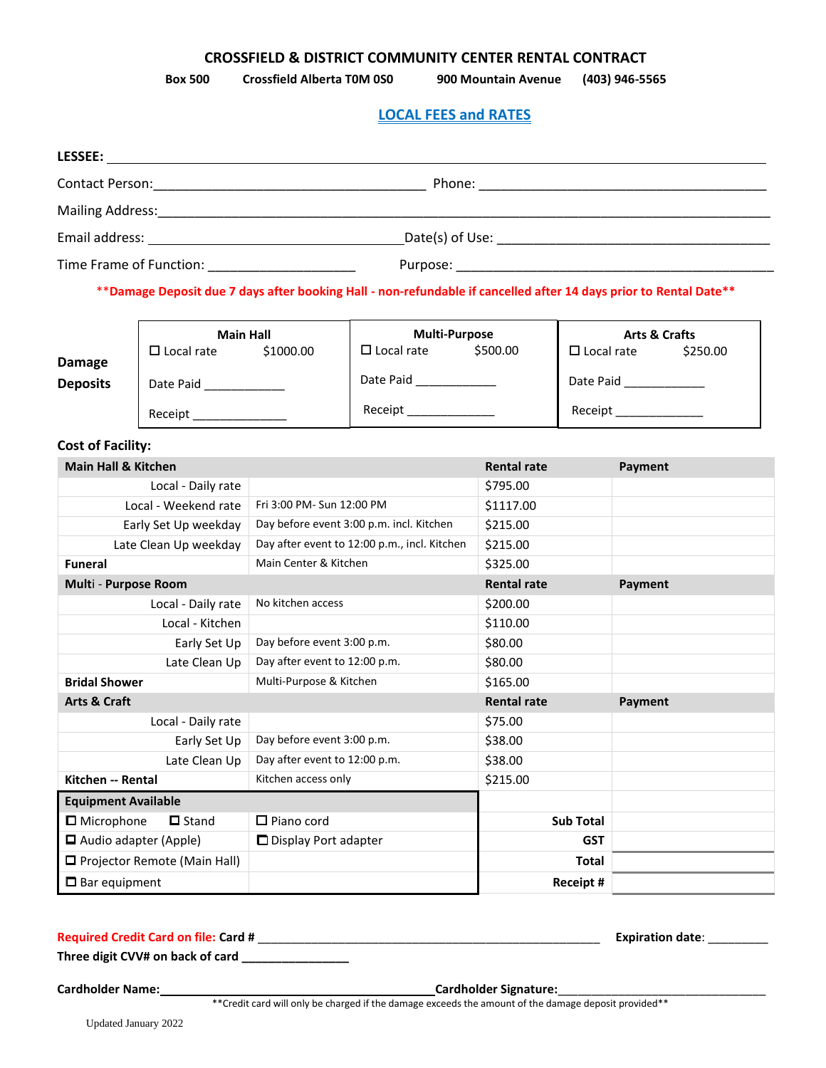# CROSSFIELD & DISTRICT COMMUNITY CENTER RENTAL CONTRACT

**Box 500 Crossfield Alberta T0M 0S0 900 Mountain Avenue (403) 946-5565**

## LOCAL FEES and RATES

**LESSEE:** ______________________________________________

Contact Person: ______________________________ Phone: ______________________________

Mailing Address: ______________________________________________

Email address: ______________________________ Date(s) of Use: ______________________________

Time Frame of Function: ____________________ Purpose: ______________________________

**\*\*Damage Deposit due 7 days after booking Hall - non-refundable if cancelled after 14 days prior to Rental Date\*\***

| | Main Hall | Multi-Purpose | Arts & Crafts |
|---|---|---|---|
| **Damage Deposits** | ☐ Local rate $1000.00 | ☐ Local rate $500.00 | ☐ Local rate $250.00 |
| | Date Paid ____________ | Date Paid ____________ | Date Paid ____________ |
| | Receipt ______________ | Receipt _____________ | Receipt _____________ |

**Cost of Facility:**

| **Main Hall & Kitchen** | | **Rental rate** | **Payment** |
|---|---|---|---|
| Local - Daily rate | | $795.00 | |
| Local - Weekend rate | Fri 3:00 PM- Sun 12:00 PM | $1117.00 | |
| Early Set Up weekday | Day before event 3:00 p.m. incl. Kitchen | $215.00 | |
| Late Clean Up weekday | Day after event to 12:00 p.m., incl. Kitchen | $215.00 | |
| **Funeral** | Main Center & Kitchen | $325.00 | |
| **Multi - Purpose Room** | | **Rental rate** | **Payment** |
| Local - Daily rate | No kitchen access | $200.00 | |
| Local - Kitchen | | $110.00 | |
| Early Set Up | Day before event 3:00 p.m. | $80.00 | |
| Late Clean Up | Day after event to 12:00 p.m. | $80.00 | |
| **Bridal Shower** | Multi-Purpose & Kitchen | $165.00 | |
| **Arts & Craft** | | **Rental rate** | **Payment** |
| Local - Daily rate | | $75.00 | |
| Early Set Up | Day before event 3:00 p.m. | $38.00 | |
| Late Clean Up | Day after event to 12:00 p.m. | $38.00 | |
| **Kitchen -- Rental** | Kitchen access only | $215.00 | |
| **Equipment Available** | | | |
| ☐ Microphone ☐ Stand | ☐ Piano cord | **Sub Total** | |
| ☐ Audio adapter (Apple) | ☐ Display Port adapter | **GST** | |
| ☐ Projector Remote (Main Hall) | | **Total** | |
| ☐ Bar equipment | | **Receipt #** | |

**Required Credit Card on file: Card #** ______________________________ **Expiration date**: _________

**Three digit CVV# on back of card** ________________

**Cardholder Name:** ______________________________ **Cardholder Signature:** ______________________________

\*\*Credit card will only be charged if the damage exceeds the amount of the damage deposit provided\*\*

Updated January 2022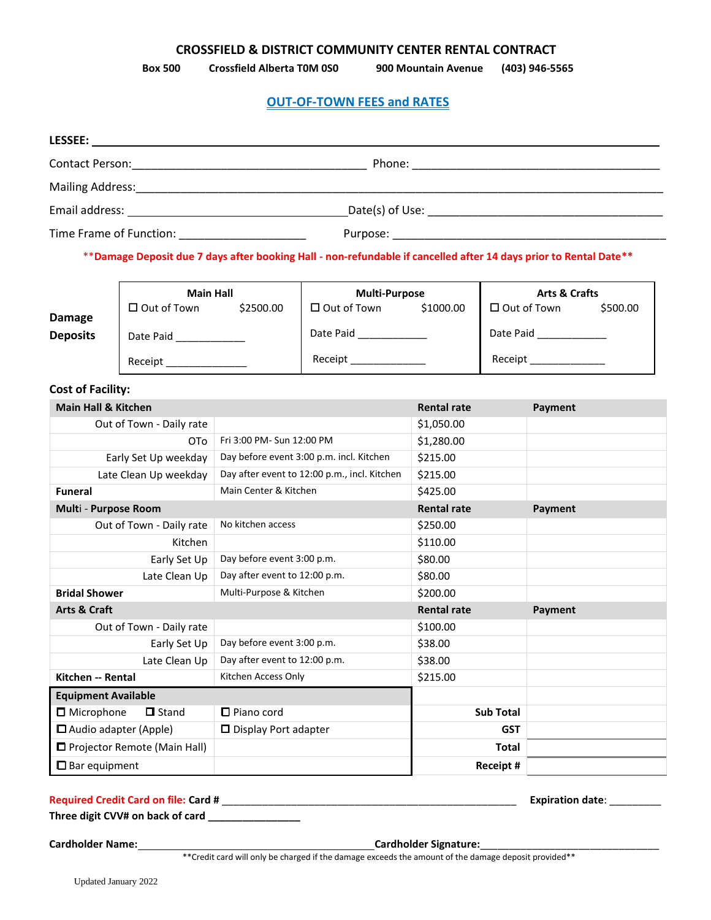# CROSSFIELD & DISTRICT COMMUNITY CENTER RENTAL CONTRACT

**Box 500 Crossfield Alberta T0M 0S0 900 Mountain Avenue (403) 946-5565**

## OUT-OF-TOWN FEES and RATES

**LESSEE:** ____________________________________________

Contact Person: ______________________ Phone: ______________________

Mailing Address: ____________________________________________

Email address: ______________________ Date(s) of Use: ______________________

Time Frame of Function: ______________ Purpose: ______________________

**\*\*Damage Deposit due 7 days after booking Hall - non-refundable if cancelled after 14 days prior to Rental Date\*\***

| **Damage Deposits** | **Main Hall** | **Multi-Purpose** | **Arts & Crafts** |
|---|---|---|---|
| | ☐ Out of Town $2500.00 | ☐ Out of Town $1000.00 | ☐ Out of Town $500.00 |
| | Date Paid ___________ | Date Paid ___________ | Date Paid ___________ |
| | Receipt ___________ | Receipt ___________ | Receipt ___________ |

**Cost of Facility:**

| **Main Hall & Kitchen** | | **Rental rate** | **Payment** |
|---|---|---|---|
| Out of Town - Daily rate | | $1,050.00 | |
| OTo | Fri 3:00 PM- Sun 12:00 PM | $1,280.00 | |
| Early Set Up weekday | Day before event 3:00 p.m. incl. Kitchen | $215.00 | |
| Late Clean Up weekday | Day after event to 12:00 p.m., incl. Kitchen | $215.00 | |
| **Funeral** | Main Center & Kitchen | $425.00 | |
| **Multi - Purpose Room** | | **Rental rate** | **Payment** |
| Out of Town - Daily rate | No kitchen access | $250.00 | |
| Kitchen | | $110.00 | |
| Early Set Up | Day before event 3:00 p.m. | $80.00 | |
| Late Clean Up | Day after event to 12:00 p.m. | $80.00 | |
| **Bridal Shower** | Multi-Purpose & Kitchen | $200.00 | |
| **Arts & Craft** | | **Rental rate** | **Payment** |
| Out of Town - Daily rate | | $100.00 | |
| Early Set Up | Day before event 3:00 p.m. | $38.00 | |
| Late Clean Up | Day after event to 12:00 p.m. | $38.00 | |
| **Kitchen -- Rental** | Kitchen Access Only | $215.00 | |
| **Equipment Available** | | | |
| ☐ Microphone ☐ Stand | ☐ Piano cord | **Sub Total** | |
| ☐ Audio adapter (Apple) | ☐ Display Port adapter | **GST** | |
| ☐ Projector Remote (Main Hall) | | **Total** | |
| ☐ Bar equipment | | **Receipt #** | |

**Required Credit Card on file: Card #** ______________________________ **Expiration date**: _________

**Three digit CVV# on back of card** ______________

**Cardholder Name:** ______________________ **Cardholder Signature:** ______________________

\*\*Credit card will only be charged if the damage exceeds the amount of the damage deposit provided\*\*

Updated January 2022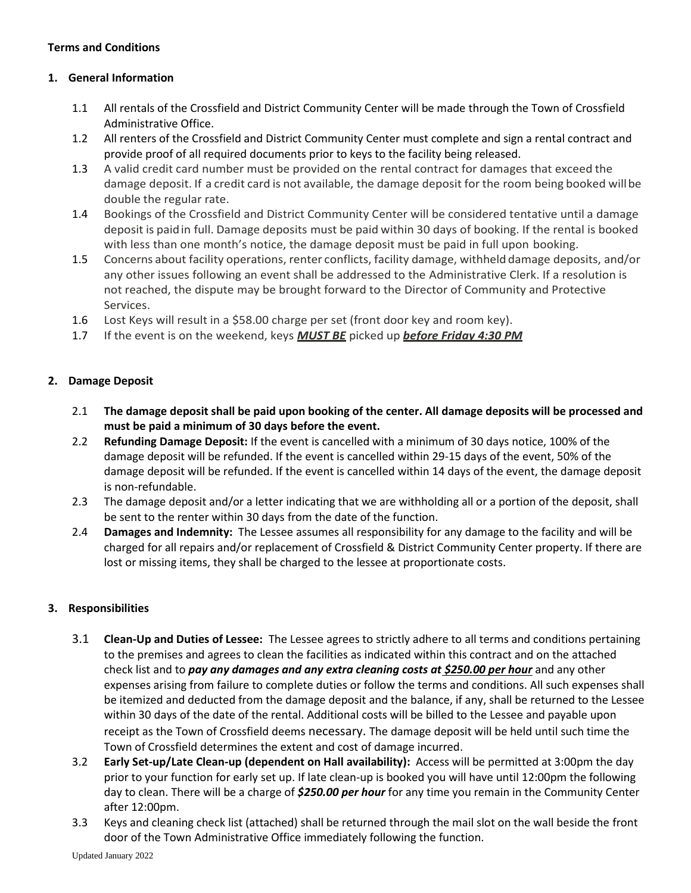**Terms and Conditions**

**1. General Information**

1.1 All rentals of the Crossfield and District Community Center will be made through the Town of Crossfield Administrative Office.

1.2 All renters of the Crossfield and District Community Center must complete and sign a rental contract and provide proof of all required documents prior to keys to the facility being released.

1.3 A valid credit card number must be provided on the rental contract for damages that exceed the damage deposit. If a credit card is not available, the damage deposit for the room being booked will be double the regular rate.

1.4 Bookings of the Crossfield and District Community Center will be considered tentative until a damage deposit is paid in full. Damage deposits must be paid within 30 days of booking. If the rental is booked with less than one month's notice, the damage deposit must be paid in full upon booking.

1.5 Concerns about facility operations, renter conflicts, facility damage, withheld damage deposits, and/or any other issues following an event shall be addressed to the Administrative Clerk. If a resolution is not reached, the dispute may be brought forward to the Director of Community and Protective Services.

1.6 Lost Keys will result in a $58.00 charge per set (front door key and room key).

1.7 If the event is on the weekend, keys ***MUST BE*** picked up ***before Friday 4:30 PM***

**2. Damage Deposit**

2.1 **The damage deposit shall be paid upon booking of the center. All damage deposits will be processed and must be paid a minimum of 30 days before the event.**

2.2 **Refunding Damage Deposit:** If the event is cancelled with a minimum of 30 days notice, 100% of the damage deposit will be refunded. If the event is cancelled within 29-15 days of the event, 50% of the damage deposit will be refunded. If the event is cancelled within 14 days of the event, the damage deposit is non-refundable.

2.3 The damage deposit and/or a letter indicating that we are withholding all or a portion of the deposit, shall be sent to the renter within 30 days from the date of the function.

2.4 **Damages and Indemnity:** The Lessee assumes all responsibility for any damage to the facility and will be charged for all repairs and/or replacement of Crossfield & District Community Center property. If there are lost or missing items, they shall be charged to the lessee at proportionate costs.

**3. Responsibilities**

3.1 **Clean-Up and Duties of Lessee:** The Lessee agrees to strictly adhere to all terms and conditions pertaining to the premises and agrees to clean the facilities as indicated within this contract and on the attached check list and to ***pay any damages and any extra cleaning costs at $250.00 per hour*** and any other expenses arising from failure to complete duties or follow the terms and conditions. All such expenses shall be itemized and deducted from the damage deposit and the balance, if any, shall be returned to the Lessee within 30 days of the date of the rental. Additional costs will be billed to the Lessee and payable upon receipt as the Town of Crossfield deems necessary. The damage deposit will be held until such time the Town of Crossfield determines the extent and cost of damage incurred.

3.2 **Early Set-up/Late Clean-up (dependent on Hall availability):** Access will be permitted at 3:00pm the day prior to your function for early set up. If late clean-up is booked you will have until 12:00pm the following day to clean. There will be a charge of ***$250.00 per hour*** for any time you remain in the Community Center after 12:00pm.

3.3 Keys and cleaning check list (attached) shall be returned through the mail slot on the wall beside the front door of the Town Administrative Office immediately following the function.

Updated January 2022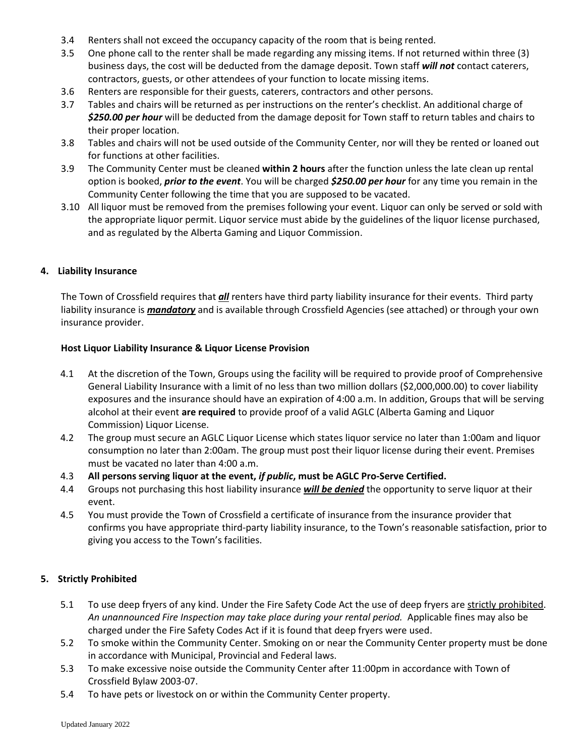3.4 Renters shall not exceed the occupancy capacity of the room that is being rented.

3.5 One phone call to the renter shall be made regarding any missing items. If not returned within three (3) business days, the cost will be deducted from the damage deposit. Town staff ***will not*** contact caterers, contractors, guests, or other attendees of your function to locate missing items.

3.6 Renters are responsible for their guests, caterers, contractors and other persons.

3.7 Tables and chairs will be returned as per instructions on the renter's checklist. An additional charge of ***$250.00 per hour*** will be deducted from the damage deposit for Town staff to return tables and chairs to their proper location.

3.8 Tables and chairs will not be used outside of the Community Center, nor will they be rented or loaned out for functions at other facilities.

3.9 The Community Center must be cleaned **within 2 hours** after the function unless the late clean up rental option is booked, ***prior to the event***. You will be charged ***$250.00 per hour*** for any time you remain in the Community Center following the time that you are supposed to be vacated.

3.10 All liquor must be removed from the premises following your event. Liquor can only be served or sold with the appropriate liquor permit. Liquor service must abide by the guidelines of the liquor license purchased, and as regulated by the Alberta Gaming and Liquor Commission.

## 4. Liability Insurance

The Town of Crossfield requires that ***<u>all</u>*** renters have third party liability insurance for their events. Third party liability insurance is ***<u>mandatory</u>*** and is available through Crossfield Agencies (see attached) or through your own insurance provider.

### Host Liquor Liability Insurance & Liquor License Provision

4.1 At the discretion of the Town, Groups using the facility will be required to provide proof of Comprehensive General Liability Insurance with a limit of no less than two million dollars ($2,000,000.00) to cover liability exposures and the insurance should have an expiration of 4:00 a.m. In addition, Groups that will be serving alcohol at their event **are required** to provide proof of a valid AGLC (Alberta Gaming and Liquor Commission) Liquor License.

4.2 The group must secure an AGLC Liquor License which states liquor service no later than 1:00am and liquor consumption no later than 2:00am. The group must post their liquor license during their event. Premises must be vacated no later than 4:00 a.m.

4.3 **All persons serving liquor at the event, *if public*, must be AGLC Pro-Serve Certified.**

4.4 Groups not purchasing this host liability insurance ***<u>will be denied</u>*** the opportunity to serve liquor at their event.

4.5 You must provide the Town of Crossfield a certificate of insurance from the insurance provider that confirms you have appropriate third-party liability insurance, to the Town's reasonable satisfaction, prior to giving you access to the Town's facilities.

## 5. Strictly Prohibited

5.1 To use deep fryers of any kind. Under the Fire Safety Code Act the use of deep fryers are <u>strictly prohibited</u>. *An unannounced Fire Inspection may take place during your rental period.* Applicable fines may also be charged under the Fire Safety Codes Act if it is found that deep fryers were used.

5.2 To smoke within the Community Center. Smoking on or near the Community Center property must be done in accordance with Municipal, Provincial and Federal laws.

5.3 To make excessive noise outside the Community Center after 11:00pm in accordance with Town of Crossfield Bylaw 2003-07.

5.4 To have pets or livestock on or within the Community Center property.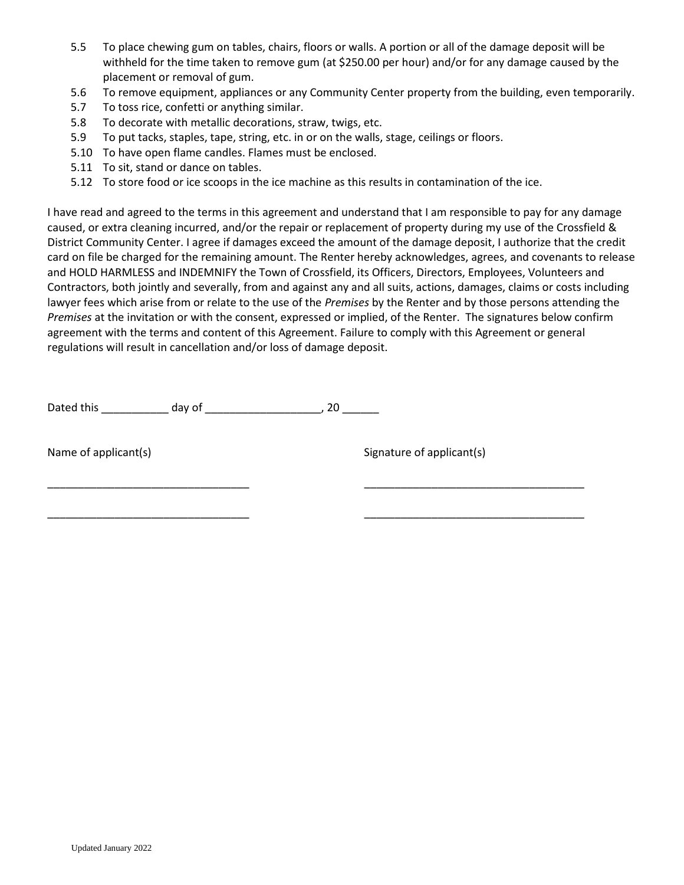5.5 To place chewing gum on tables, chairs, floors or walls. A portion or all of the damage deposit will be withheld for the time taken to remove gum (at $250.00 per hour) and/or for any damage caused by the placement or removal of gum.

5.6 To remove equipment, appliances or any Community Center property from the building, even temporarily.

5.7 To toss rice, confetti or anything similar.

5.8 To decorate with metallic decorations, straw, twigs, etc.

5.9 To put tacks, staples, tape, string, etc. in or on the walls, stage, ceilings or floors.

5.10 To have open flame candles. Flames must be enclosed.

5.11 To sit, stand or dance on tables.

5.12 To store food or ice scoops in the ice machine as this results in contamination of the ice.

I have read and agreed to the terms in this agreement and understand that I am responsible to pay for any damage caused, or extra cleaning incurred, and/or the repair or replacement of property during my use of the Crossfield & District Community Center. I agree if damages exceed the amount of the damage deposit, I authorize that the credit card on file be charged for the remaining amount. The Renter hereby acknowledges, agrees, and covenants to release and HOLD HARMLESS and INDEMNIFY the Town of Crossfield, its Officers, Directors, Employees, Volunteers and Contractors, both jointly and severally, from and against any and all suits, actions, damages, claims or costs including lawyer fees which arise from or relate to the use of the *Premises* by the Renter and by those persons attending the *Premises* at the invitation or with the consent, expressed or implied, of the Renter. The signatures below confirm agreement with the terms and content of this Agreement. Failure to comply with this Agreement or general regulations will result in cancellation and/or loss of damage deposit.

Dated this ___________ day of ___________________, 20 ______

| Name of applicant(s) | Signature of applicant(s) |
| --- | --- |
| _________________________________ | ____________________________________ |
| _________________________________ | ____________________________________ |

Updated January 2022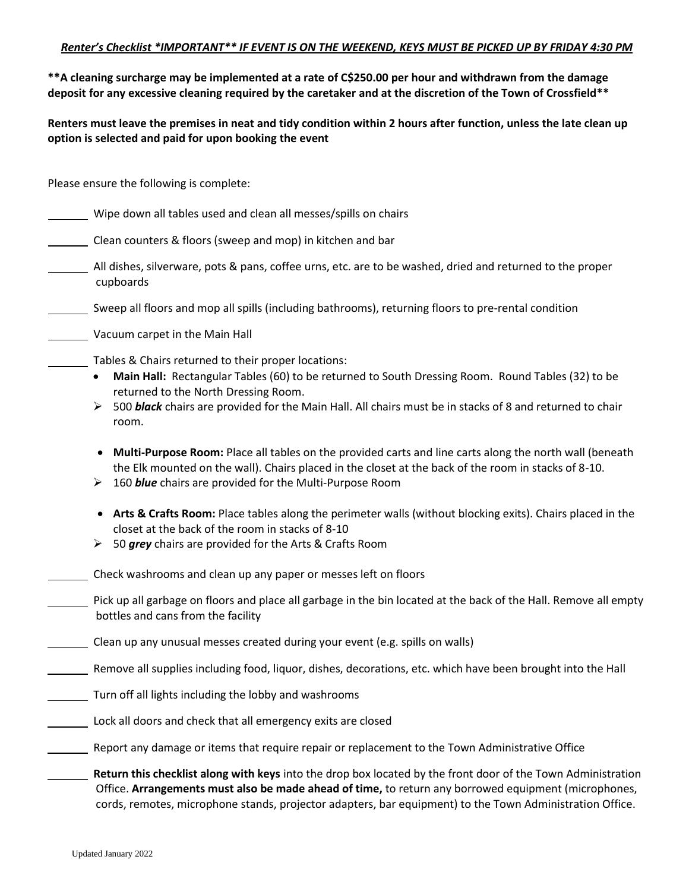***Renter's Checklist \*IMPORTANT\*\* IF EVENT IS ON THE WEEKEND, KEYS MUST BE PICKED UP BY FRIDAY 4:30 PM***

**\*\*A cleaning surcharge may be implemented at a rate of C$250.00 per hour and withdrawn from the damage deposit for any excessive cleaning required by the caretaker and at the discretion of the Town of Crossfield\*\***

**Renters must leave the premises in neat and tidy condition within 2 hours after function, unless the late clean up option is selected and paid for upon booking the event**

Please ensure the following is complete:

_______ Wipe down all tables used and clean all messes/spills on chairs

_______ Clean counters & floors (sweep and mop) in kitchen and bar

_______ All dishes, silverware, pots & pans, coffee urns, etc. are to be washed, dried and returned to the proper cupboards

_______ Sweep all floors and mop all spills (including bathrooms), returning floors to pre-rental condition

_______ Vacuum carpet in the Main Hall

_______ Tables & Chairs returned to their proper locations:

- **Main Hall:** Rectangular Tables (60) to be returned to South Dressing Room. Round Tables (32) to be returned to the North Dressing Room.
  - 500 ***black*** chairs are provided for the Main Hall. All chairs must be in stacks of 8 and returned to chair room.
- **Multi-Purpose Room:** Place all tables on the provided carts and line carts along the north wall (beneath the Elk mounted on the wall). Chairs placed in the closet at the back of the room in stacks of 8-10.
  - 160 ***blue*** chairs are provided for the Multi-Purpose Room
- **Arts & Crafts Room:** Place tables along the perimeter walls (without blocking exits). Chairs placed in the closet at the back of the room in stacks of 8-10
  - 50 ***grey*** chairs are provided for the Arts & Crafts Room

_______ Check washrooms and clean up any paper or messes left on floors

_______ Pick up all garbage on floors and place all garbage in the bin located at the back of the Hall. Remove all empty bottles and cans from the facility

_______ Clean up any unusual messes created during your event (e.g. spills on walls)

_______ Remove all supplies including food, liquor, dishes, decorations, etc. which have been brought into the Hall

_______ Turn off all lights including the lobby and washrooms

_______ Lock all doors and check that all emergency exits are closed

_______ Report any damage or items that require repair or replacement to the Town Administrative Office

_______ **Return this checklist along with keys** into the drop box located by the front door of the Town Administration Office. **Arrangements must also be made ahead of time,** to return any borrowed equipment (microphones, cords, remotes, microphone stands, projector adapters, bar equipment) to the Town Administration Office.

Updated January 2022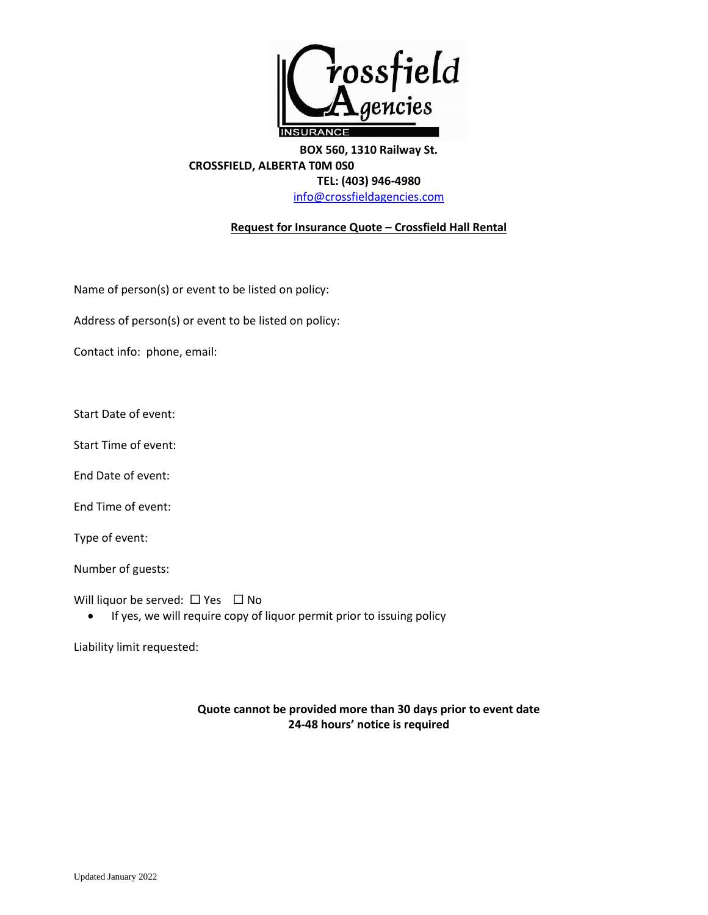Crossfield Agencies
INSURANCE

**BOX 560, 1310 Railway St.**
**CROSSFIELD, ALBERTA T0M 0S0**
**TEL: (403) 946-4980**
info@crossfieldagencies.com

**Request for Insurance Quote – Crossfield Hall Rental**

Name of person(s) or event to be listed on policy:

Address of person(s) or event to be listed on policy:

Contact info: phone, email:

Start Date of event:

Start Time of event:

End Date of event:

End Time of event:

Type of event:

Number of guests:

Will liquor be served: ☐ Yes ☐ No

- If yes, we will require copy of liquor permit prior to issuing policy

Liability limit requested:

**Quote cannot be provided more than 30 days prior to event date**
**24-48 hours' notice is required**

Updated January 2022